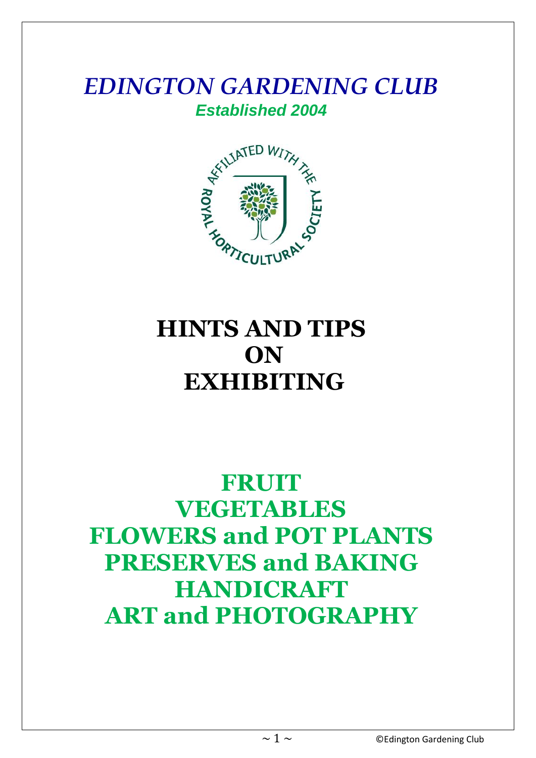# *EDINGTON GARDENING CLUB*

***Established 2004***

AFFILIATED WITH THE ROYAL HORTICULTURAL SOCIETY

# HINTS AND TIPS ON EXHIBITING

## FRUIT
## VEGETABLES
## FLOWERS and POT PLANTS
## PRESERVES and BAKING
## HANDICRAFT
## ART and PHOTOGRAPHY

©Edington Gardening Club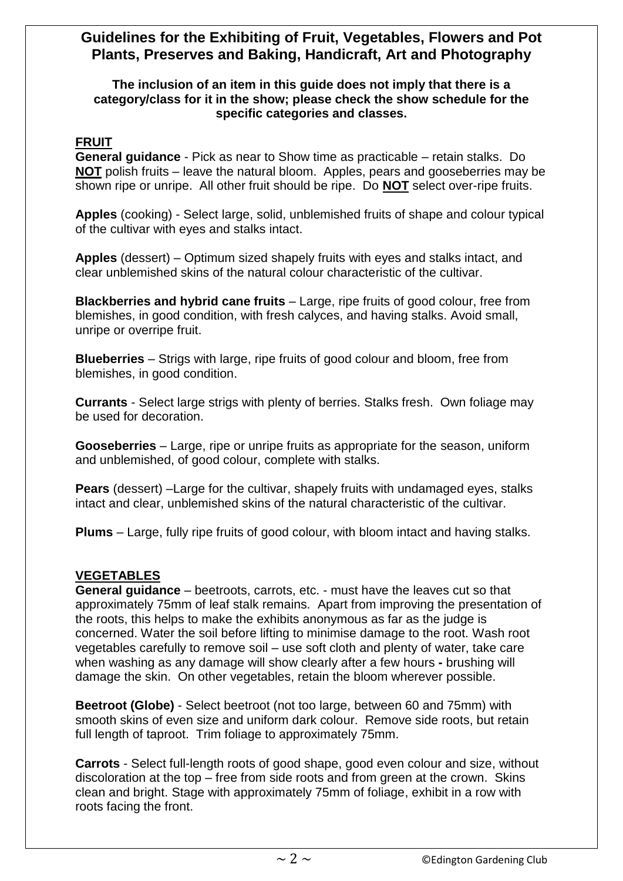## Guidelines for the Exhibiting of Fruit, Vegetables, Flowers and Pot Plants, Preserves and Baking, Handicraft, Art and Photography

**The inclusion of an item in this guide does not imply that there is a category/class for it in the show; please check the show schedule for the specific categories and classes.**

### FRUIT

**General guidance** - Pick as near to Show time as practicable – retain stalks. Do **NOT** polish fruits – leave the natural bloom. Apples, pears and gooseberries may be shown ripe or unripe. All other fruit should be ripe. Do **NOT** select over-ripe fruits.

**Apples** (cooking) - Select large, solid, unblemished fruits of shape and colour typical of the cultivar with eyes and stalks intact.

**Apples** (dessert) – Optimum sized shapely fruits with eyes and stalks intact, and clear unblemished skins of the natural colour characteristic of the cultivar.

**Blackberries and hybrid cane fruits** – Large, ripe fruits of good colour, free from blemishes, in good condition, with fresh calyces, and having stalks. Avoid small, unripe or overripe fruit.

**Blueberries** – Strigs with large, ripe fruits of good colour and bloom, free from blemishes, in good condition.

**Currants** - Select large strigs with plenty of berries. Stalks fresh. Own foliage may be used for decoration.

**Gooseberries** – Large, ripe or unripe fruits as appropriate for the season, uniform and unblemished, of good colour, complete with stalks.

**Pears** (dessert) –Large for the cultivar, shapely fruits with undamaged eyes, stalks intact and clear, unblemished skins of the natural characteristic of the cultivar.

**Plums** – Large, fully ripe fruits of good colour, with bloom intact and having stalks.

### VEGETABLES

**General guidance** – beetroots, carrots, etc. - must have the leaves cut so that approximately 75mm of leaf stalk remains. Apart from improving the presentation of the roots, this helps to make the exhibits anonymous as far as the judge is concerned. Water the soil before lifting to minimise damage to the root. Wash root vegetables carefully to remove soil – use soft cloth and plenty of water, take care when washing as any damage will show clearly after a few hours **-** brushing will damage the skin. On other vegetables, retain the bloom wherever possible.

**Beetroot (Globe)** - Select beetroot (not too large, between 60 and 75mm) with smooth skins of even size and uniform dark colour. Remove side roots, but retain full length of taproot. Trim foliage to approximately 75mm.

**Carrots** - Select full-length roots of good shape, good even colour and size, without discoloration at the top – free from side roots and from green at the crown. Skins clean and bright. Stage with approximately 75mm of foliage, exhibit in a row with roots facing the front.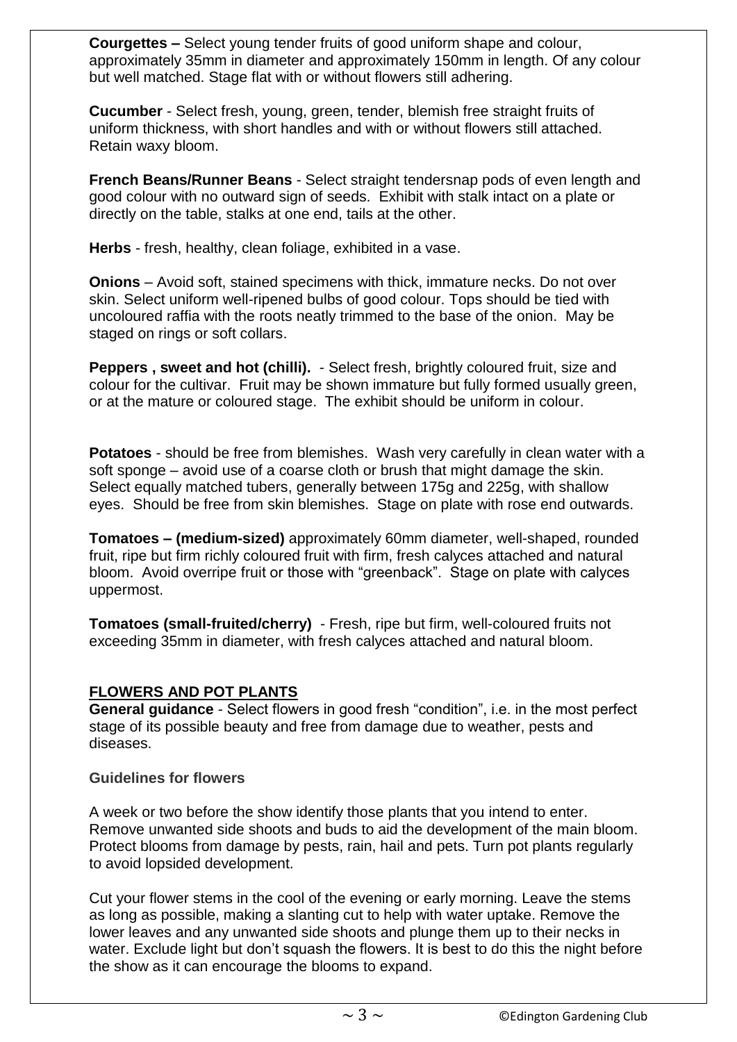**Courgettes –** Select young tender fruits of good uniform shape and colour, approximately 35mm in diameter and approximately 150mm in length. Of any colour but well matched. Stage flat with or without flowers still adhering.

**Cucumber** - Select fresh, young, green, tender, blemish free straight fruits of uniform thickness, with short handles and with or without flowers still attached. Retain waxy bloom.

**French Beans/Runner Beans** - Select straight tendersnap pods of even length and good colour with no outward sign of seeds. Exhibit with stalk intact on a plate or directly on the table, stalks at one end, tails at the other.

**Herbs** - fresh, healthy, clean foliage, exhibited in a vase.

**Onions** – Avoid soft, stained specimens with thick, immature necks. Do not over skin. Select uniform well-ripened bulbs of good colour. Tops should be tied with uncoloured raffia with the roots neatly trimmed to the base of the onion. May be staged on rings or soft collars.

**Peppers , sweet and hot (chilli).** - Select fresh, brightly coloured fruit, size and colour for the cultivar. Fruit may be shown immature but fully formed usually green, or at the mature or coloured stage. The exhibit should be uniform in colour.

**Potatoes** - should be free from blemishes. Wash very carefully in clean water with a soft sponge – avoid use of a coarse cloth or brush that might damage the skin. Select equally matched tubers, generally between 175g and 225g, with shallow eyes. Should be free from skin blemishes. Stage on plate with rose end outwards.

**Tomatoes – (medium-sized)** approximately 60mm diameter, well-shaped, rounded fruit, ripe but firm richly coloured fruit with firm, fresh calyces attached and natural bloom. Avoid overripe fruit or those with "greenback". Stage on plate with calyces uppermost.

**Tomatoes (small-fruited/cherry)** - Fresh, ripe but firm, well-coloured fruits not exceeding 35mm in diameter, with fresh calyces attached and natural bloom.

## FLOWERS AND POT PLANTS

**General guidance** - Select flowers in good fresh "condition", i.e. in the most perfect stage of its possible beauty and free from damage due to weather, pests and diseases.

**Guidelines for flowers**

A week or two before the show identify those plants that you intend to enter. Remove unwanted side shoots and buds to aid the development of the main bloom. Protect blooms from damage by pests, rain, hail and pets. Turn pot plants regularly to avoid lopsided development.

Cut your flower stems in the cool of the evening or early morning. Leave the stems as long as possible, making a slanting cut to help with water uptake. Remove the lower leaves and any unwanted side shoots and plunge them up to their necks in water. Exclude light but don't squash the flowers. It is best to do this the night before the show as it can encourage the blooms to expand.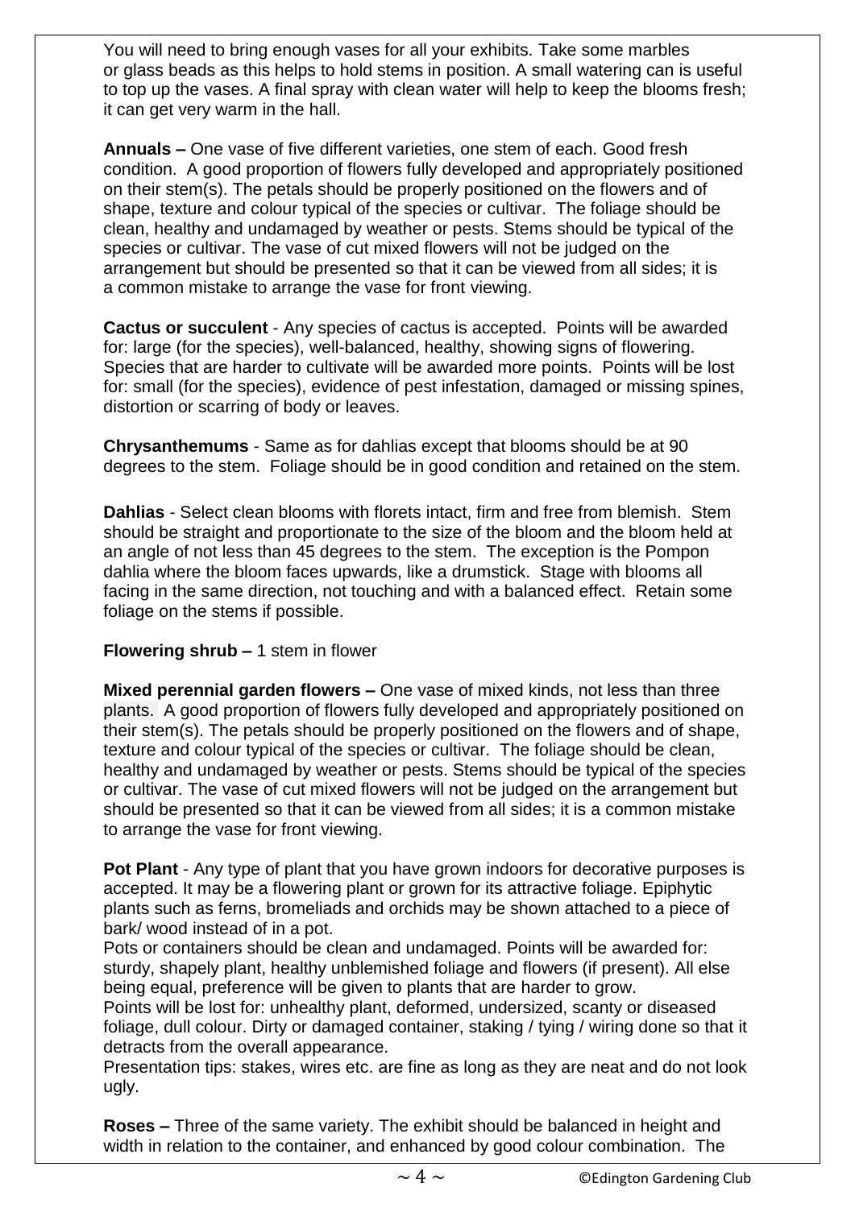You will need to bring enough vases for all your exhibits. Take some marbles or glass beads as this helps to hold stems in position. A small watering can is useful to top up the vases. A final spray with clean water will help to keep the blooms fresh; it can get very warm in the hall.

**Annuals –** One vase of five different varieties, one stem of each. Good fresh condition. A good proportion of flowers fully developed and appropriately positioned on their stem(s). The petals should be properly positioned on the flowers and of shape, texture and colour typical of the species or cultivar. The foliage should be clean, healthy and undamaged by weather or pests. Stems should be typical of the species or cultivar. The vase of cut mixed flowers will not be judged on the arrangement but should be presented so that it can be viewed from all sides; it is a common mistake to arrange the vase for front viewing.

**Cactus or succulent** - Any species of cactus is accepted. Points will be awarded for: large (for the species), well-balanced, healthy, showing signs of flowering. Species that are harder to cultivate will be awarded more points. Points will be lost for: small (for the species), evidence of pest infestation, damaged or missing spines, distortion or scarring of body or leaves.

**Chrysanthemums** - Same as for dahlias except that blooms should be at 90 degrees to the stem. Foliage should be in good condition and retained on the stem.

**Dahlias** - Select clean blooms with florets intact, firm and free from blemish. Stem should be straight and proportionate to the size of the bloom and the bloom held at an angle of not less than 45 degrees to the stem. The exception is the Pompon dahlia where the bloom faces upwards, like a drumstick. Stage with blooms all facing in the same direction, not touching and with a balanced effect. Retain some foliage on the stems if possible.

**Flowering shrub –** 1 stem in flower

**Mixed perennial garden flowers –** One vase of mixed kinds, not less than three plants. A good proportion of flowers fully developed and appropriately positioned on their stem(s). The petals should be properly positioned on the flowers and of shape, texture and colour typical of the species or cultivar. The foliage should be clean, healthy and undamaged by weather or pests. Stems should be typical of the species or cultivar. The vase of cut mixed flowers will not be judged on the arrangement but should be presented so that it can be viewed from all sides; it is a common mistake to arrange the vase for front viewing.

**Pot Plant** - Any type of plant that you have grown indoors for decorative purposes is accepted. It may be a flowering plant or grown for its attractive foliage. Epiphytic plants such as ferns, bromeliads and orchids may be shown attached to a piece of bark/ wood instead of in a pot.
Pots or containers should be clean and undamaged. Points will be awarded for: sturdy, shapely plant, healthy unblemished foliage and flowers (if present). All else being equal, preference will be given to plants that are harder to grow.
Points will be lost for: unhealthy plant, deformed, undersized, scanty or diseased foliage, dull colour. Dirty or damaged container, staking / tying / wiring done so that it detracts from the overall appearance.
Presentation tips: stakes, wires etc. are fine as long as they are neat and do not look ugly.

**Roses –** Three of the same variety. The exhibit should be balanced in height and width in relation to the container, and enhanced by good colour combination. The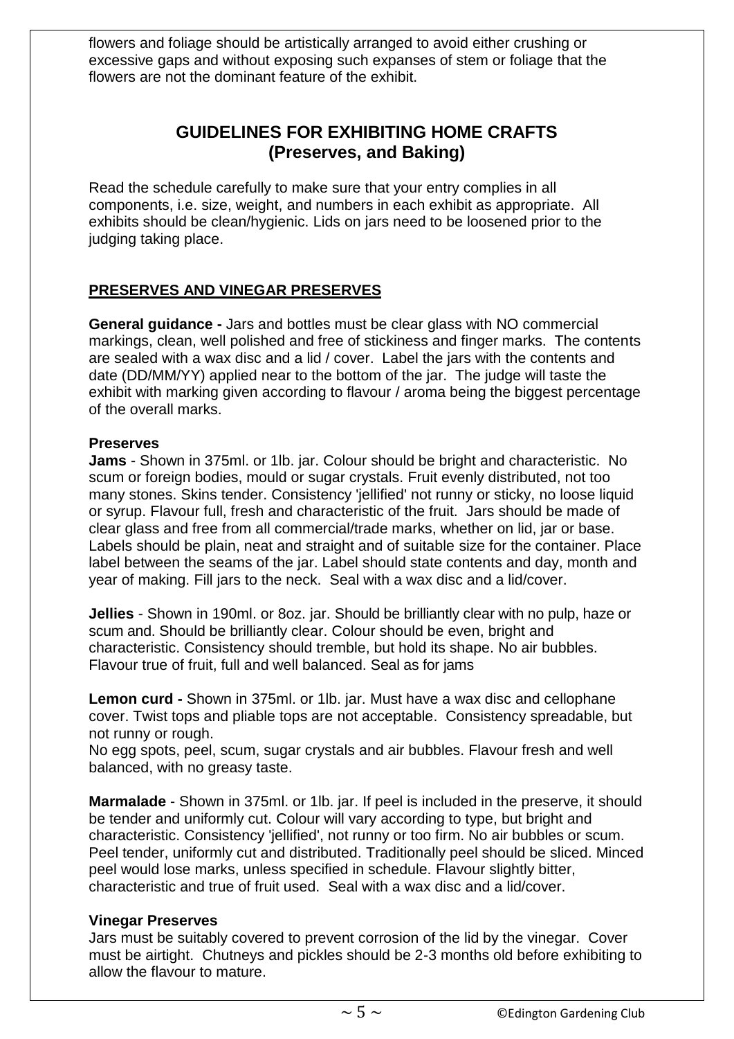flowers and foliage should be artistically arranged to avoid either crushing or excessive gaps and without exposing such expanses of stem or foliage that the flowers are not the dominant feature of the exhibit.

## GUIDELINES FOR EXHIBITING HOME CRAFTS (Preserves, and Baking)

Read the schedule carefully to make sure that your entry complies in all components, i.e. size, weight, and numbers in each exhibit as appropriate. All exhibits should be clean/hygienic. Lids on jars need to be loosened prior to the judging taking place.

### PRESERVES AND VINEGAR PRESERVES

**General guidance -** Jars and bottles must be clear glass with NO commercial markings, clean, well polished and free of stickiness and finger marks. The contents are sealed with a wax disc and a lid / cover. Label the jars with the contents and date (DD/MM/YY) applied near to the bottom of the jar. The judge will taste the exhibit with marking given according to flavour / aroma being the biggest percentage of the overall marks.

**Preserves**

**Jams** - Shown in 375ml. or 1lb. jar. Colour should be bright and characteristic. No scum or foreign bodies, mould or sugar crystals. Fruit evenly distributed, not too many stones. Skins tender. Consistency 'jellified' not runny or sticky, no loose liquid or syrup. Flavour full, fresh and characteristic of the fruit. Jars should be made of clear glass and free from all commercial/trade marks, whether on lid, jar or base. Labels should be plain, neat and straight and of suitable size for the container. Place label between the seams of the jar. Label should state contents and day, month and year of making. Fill jars to the neck. Seal with a wax disc and a lid/cover.

**Jellies** - Shown in 190ml. or 8oz. jar. Should be brilliantly clear with no pulp, haze or scum and. Should be brilliantly clear. Colour should be even, bright and characteristic. Consistency should tremble, but hold its shape. No air bubbles. Flavour true of fruit, full and well balanced. Seal as for jams

**Lemon curd -** Shown in 375ml. or 1lb. jar. Must have a wax disc and cellophane cover. Twist tops and pliable tops are not acceptable. Consistency spreadable, but not runny or rough.
No egg spots, peel, scum, sugar crystals and air bubbles. Flavour fresh and well balanced, with no greasy taste.

**Marmalade** - Shown in 375ml. or 1lb. jar. If peel is included in the preserve, it should be tender and uniformly cut. Colour will vary according to type, but bright and characteristic. Consistency 'jellified', not runny or too firm. No air bubbles or scum. Peel tender, uniformly cut and distributed. Traditionally peel should be sliced. Minced peel would lose marks, unless specified in schedule. Flavour slightly bitter, characteristic and true of fruit used. Seal with a wax disc and a lid/cover.

**Vinegar Preserves**

Jars must be suitably covered to prevent corrosion of the lid by the vinegar. Cover must be airtight. Chutneys and pickles should be 2-3 months old before exhibiting to allow the flavour to mature.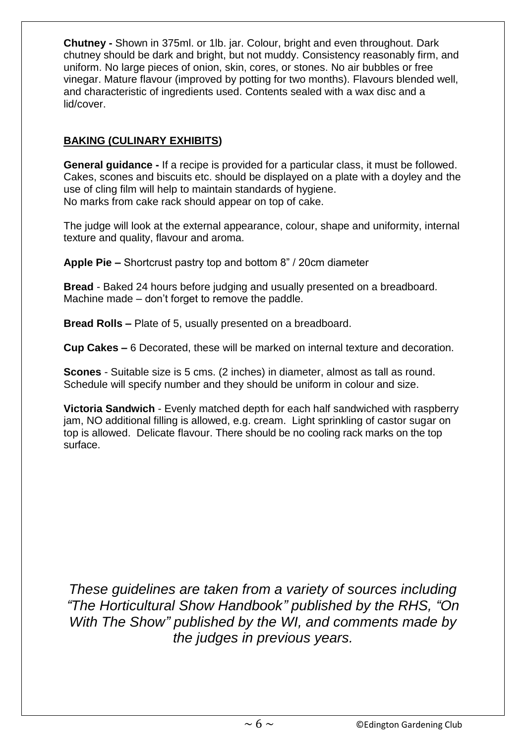**Chutney -** Shown in 375ml. or 1lb. jar. Colour, bright and even throughout. Dark chutney should be dark and bright, but not muddy. Consistency reasonably firm, and uniform. No large pieces of onion, skin, cores, or stones. No air bubbles or free vinegar. Mature flavour (improved by potting for two months). Flavours blended well, and characteristic of ingredients used. Contents sealed with a wax disc and a lid/cover.

## **BAKING (CULINARY EXHIBITS)**

**General guidance -** If a recipe is provided for a particular class, it must be followed. Cakes, scones and biscuits etc. should be displayed on a plate with a doyley and the use of cling film will help to maintain standards of hygiene.
No marks from cake rack should appear on top of cake.

The judge will look at the external appearance, colour, shape and uniformity, internal texture and quality, flavour and aroma.

**Apple Pie –** Shortcrust pastry top and bottom 8" / 20cm diameter

**Bread** - Baked 24 hours before judging and usually presented on a breadboard. Machine made – don't forget to remove the paddle.

**Bread Rolls –** Plate of 5, usually presented on a breadboard.

**Cup Cakes –** 6 Decorated, these will be marked on internal texture and decoration.

**Scones** - Suitable size is 5 cms. (2 inches) in diameter, almost as tall as round. Schedule will specify number and they should be uniform in colour and size.

**Victoria Sandwich** - Evenly matched depth for each half sandwiched with raspberry jam, NO additional filling is allowed, e.g. cream. Light sprinkling of castor sugar on top is allowed. Delicate flavour. There should be no cooling rack marks on the top surface.

*These guidelines are taken from a variety of sources including "The Horticultural Show Handbook" published by the RHS, "On With The Show" published by the WI, and comments made by the judges in previous years.*

©Edington Gardening Club